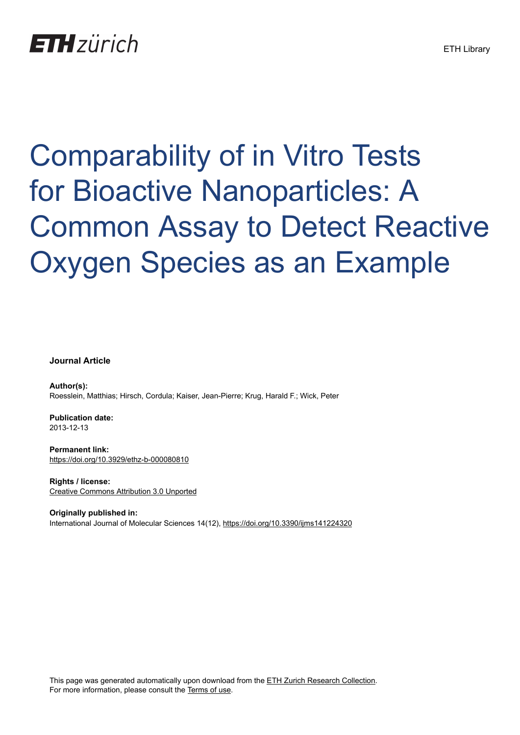ETH zürich

ETH Library

# Comparability of in Vitro Tests for Bioactive Nanoparticles: A Common Assay to Detect Reactive Oxygen Species as an Example

**Journal Article**

**Author(s):**
Roesslein, Matthias; Hirsch, Cordula; Kaiser, Jean-Pierre; Krug, Harald F.; Wick, Peter

**Publication date:**
2013-12-13

**Permanent link:**
https://doi.org/10.3929/ethz-b-000080810

**Rights / license:**
Creative Commons Attribution 3.0 Unported

**Originally published in:**
International Journal of Molecular Sciences 14(12), https://doi.org/10.3390/ijms141224320

This page was generated automatically upon download from the ETH Zurich Research Collection.
For more information, please consult the Terms of use.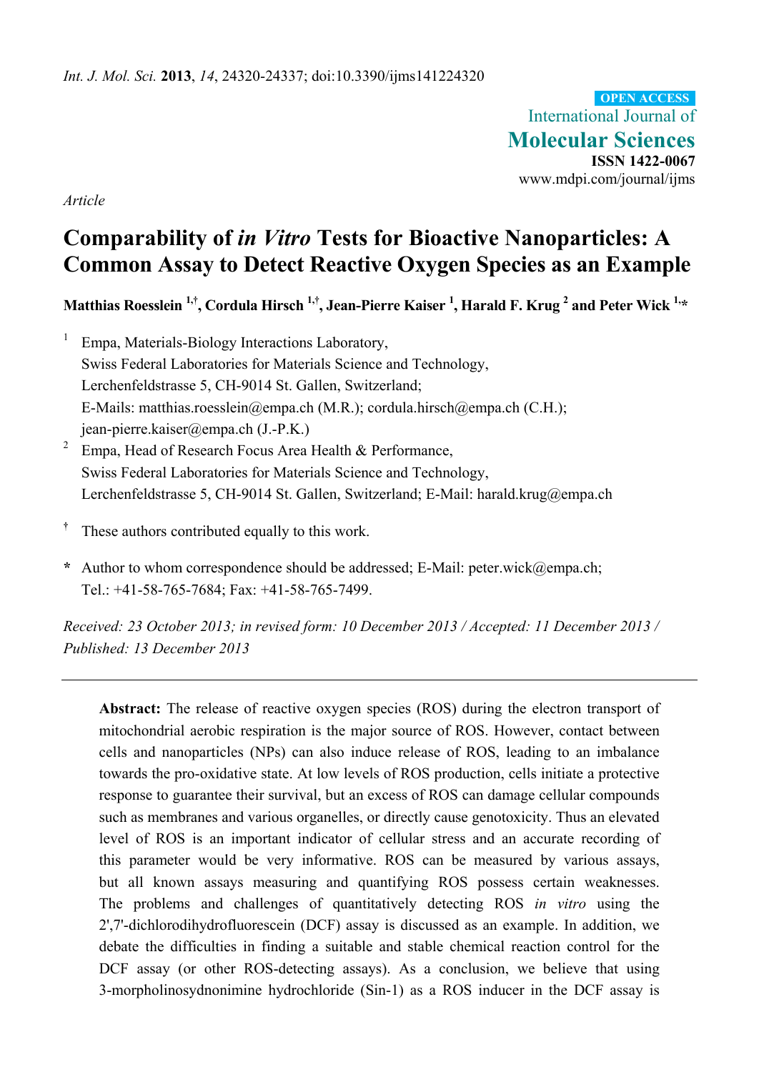*Int. J. Mol. Sci.* **2013**, *14*, 24320-24337; doi:10.3390/ijms141224320

**OPEN ACCESS**

International Journal of
**Molecular Sciences**
**ISSN 1422-0067**
www.mdpi.com/journal/ijms

*Article*

# Comparability of *in Vitro* Tests for Bioactive Nanoparticles: A Common Assay to Detect Reactive Oxygen Species as an Example

**Matthias Roesslein [1,†], Cordula Hirsch [1,†], Jean-Pierre Kaiser [1], Harald F. Krug [2] and Peter Wick [1,*]**

[1] Empa, Materials-Biology Interactions Laboratory, Swiss Federal Laboratories for Materials Science and Technology, Lerchenfeldstrasse 5, CH-9014 St. Gallen, Switzerland; E-Mails: matthias.roesslein@empa.ch (M.R.); cordula.hirsch@empa.ch (C.H.); jean-pierre.kaiser@empa.ch (J.-P.K.)

[2] Empa, Head of Research Focus Area Health & Performance, Swiss Federal Laboratories for Materials Science and Technology, Lerchenfeldstrasse 5, CH-9014 St. Gallen, Switzerland; E-Mail: harald.krug@empa.ch

[†] These authors contributed equally to this work.

[*] Author to whom correspondence should be addressed; E-Mail: peter.wick@empa.ch; Tel.: +41-58-765-7684; Fax: +41-58-765-7499.

*Received: 23 October 2013; in revised form: 10 December 2013 / Accepted: 11 December 2013 / Published: 13 December 2013*

---

**Abstract:** The release of reactive oxygen species (ROS) during the electron transport of mitochondrial aerobic respiration is the major source of ROS. However, contact between cells and nanoparticles (NPs) can also induce release of ROS, leading to an imbalance towards the pro-oxidative state. At low levels of ROS production, cells initiate a protective response to guarantee their survival, but an excess of ROS can damage cellular compounds such as membranes and various organelles, or directly cause genotoxicity. Thus an elevated level of ROS is an important indicator of cellular stress and an accurate recording of this parameter would be very informative. ROS can be measured by various assays, but all known assays measuring and quantifying ROS possess certain weaknesses. The problems and challenges of quantitatively detecting ROS *in vitro* using the 2',7'-dichlorodihydrofluorescein (DCF) assay is discussed as an example. In addition, we debate the difficulties in finding a suitable and stable chemical reaction control for the DCF assay (or other ROS-detecting assays). As a conclusion, we believe that using 3-morpholinosydnonimine hydrochloride (Sin-1) as a ROS inducer in the DCF assay is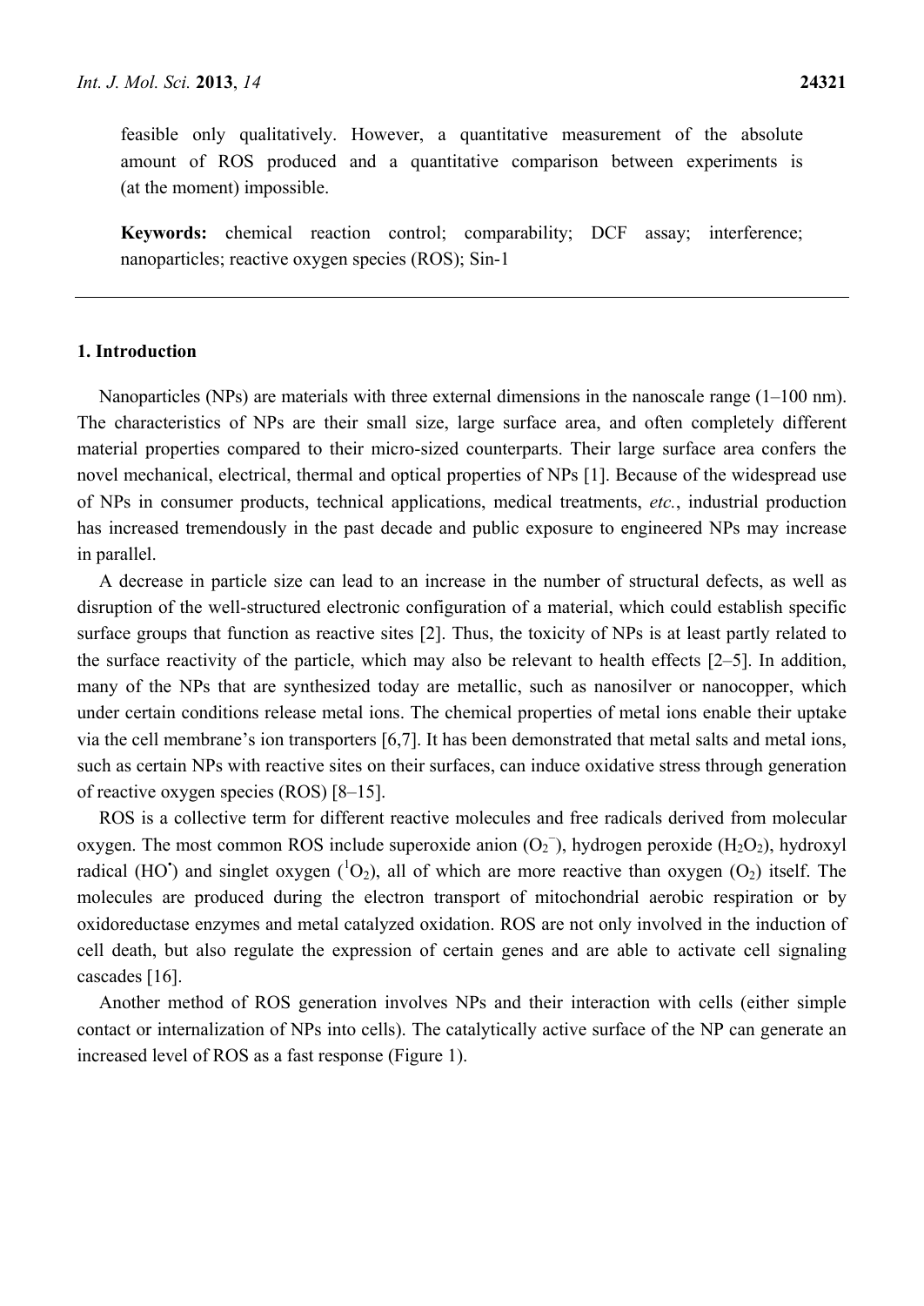feasible only qualitatively. However, a quantitative measurement of the absolute amount of ROS produced and a quantitative comparison between experiments is (at the moment) impossible.

**Keywords:** chemical reaction control; comparability; DCF assay; interference; nanoparticles; reactive oxygen species (ROS); Sin-1

## 1. Introduction

Nanoparticles (NPs) are materials with three external dimensions in the nanoscale range (1–100 nm). The characteristics of NPs are their small size, large surface area, and often completely different material properties compared to their micro-sized counterparts. Their large surface area confers the novel mechanical, electrical, thermal and optical properties of NPs [1]. Because of the widespread use of NPs in consumer products, technical applications, medical treatments, *etc.*, industrial production has increased tremendously in the past decade and public exposure to engineered NPs may increase in parallel.

A decrease in particle size can lead to an increase in the number of structural defects, as well as disruption of the well-structured electronic configuration of a material, which could establish specific surface groups that function as reactive sites [2]. Thus, the toxicity of NPs is at least partly related to the surface reactivity of the particle, which may also be relevant to health effects [2–5]. In addition, many of the NPs that are synthesized today are metallic, such as nanosilver or nanocopper, which under certain conditions release metal ions. The chemical properties of metal ions enable their uptake via the cell membrane's ion transporters [6,7]. It has been demonstrated that metal salts and metal ions, such as certain NPs with reactive sites on their surfaces, can induce oxidative stress through generation of reactive oxygen species (ROS) [8–15].

ROS is a collective term for different reactive molecules and free radicals derived from molecular oxygen. The most common ROS include superoxide anion ($O_2^{-}$), hydrogen peroxide ($H_2O_2$), hydroxyl radical ($HO^{\bullet}$) and singlet oxygen ($^1O_2$), all of which are more reactive than oxygen ($O_2$) itself. The molecules are produced during the electron transport of mitochondrial aerobic respiration or by oxidoreductase enzymes and metal catalyzed oxidation. ROS are not only involved in the induction of cell death, but also regulate the expression of certain genes and are able to activate cell signaling cascades [16].

Another method of ROS generation involves NPs and their interaction with cells (either simple contact or internalization of NPs into cells). The catalytically active surface of the NP can generate an increased level of ROS as a fast response (Figure 1).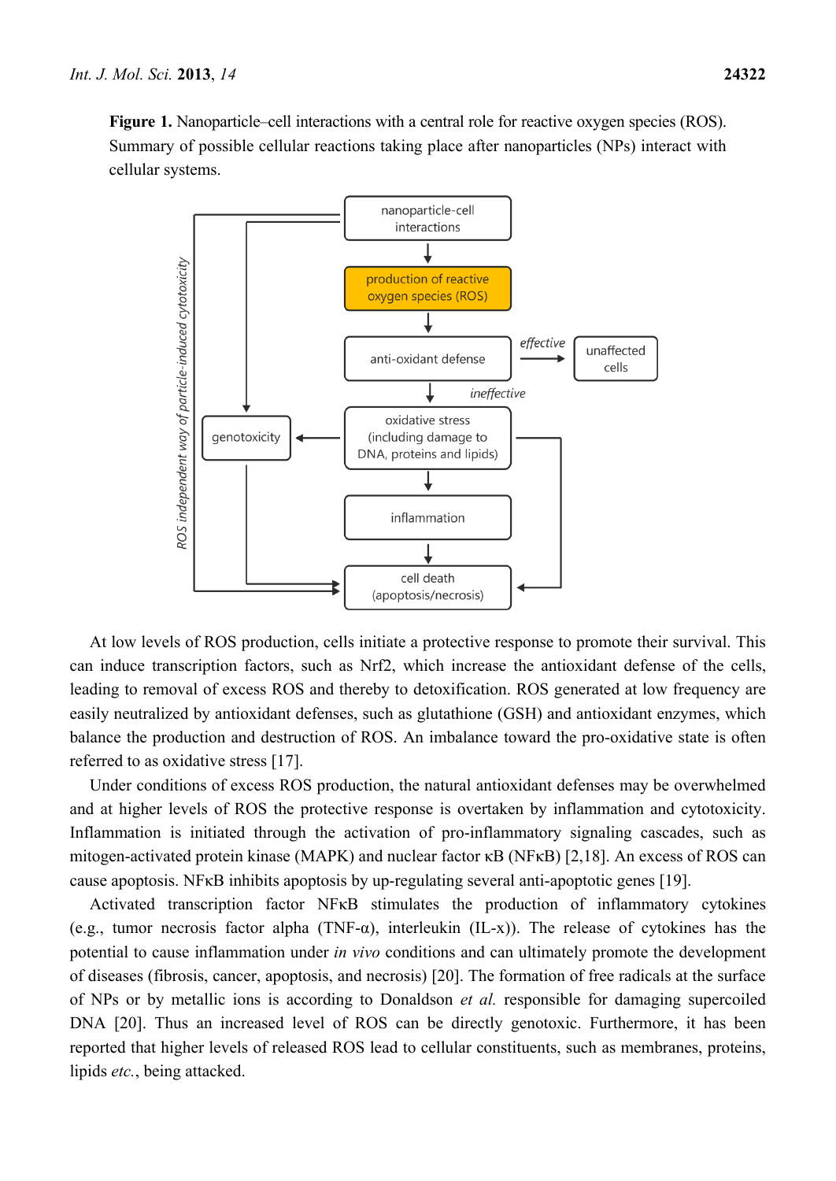**Figure 1.** Nanoparticle–cell interactions with a central role for reactive oxygen species (ROS). Summary of possible cellular reactions taking place after nanoparticles (NPs) interact with cellular systems.

At low levels of ROS production, cells initiate a protective response to promote their survival. This can induce transcription factors, such as Nrf2, which increase the antioxidant defense of the cells, leading to removal of excess ROS and thereby to detoxification. ROS generated at low frequency are easily neutralized by antioxidant defenses, such as glutathione (GSH) and antioxidant enzymes, which balance the production and destruction of ROS. An imbalance toward the pro-oxidative state is often referred to as oxidative stress [17].

Under conditions of excess ROS production, the natural antioxidant defenses may be overwhelmed and at higher levels of ROS the protective response is overtaken by inflammation and cytotoxicity. Inflammation is initiated through the activation of pro-inflammatory signaling cascades, such as mitogen-activated protein kinase (MAPK) and nuclear factor κB (NFκB) [2,18]. An excess of ROS can cause apoptosis. NFκB inhibits apoptosis by up-regulating several anti-apoptotic genes [19].

Activated transcription factor NFκB stimulates the production of inflammatory cytokines (e.g., tumor necrosis factor alpha (TNF-α), interleukin (IL-x)). The release of cytokines has the potential to cause inflammation under *in vivo* conditions and can ultimately promote the development of diseases (fibrosis, cancer, apoptosis, and necrosis) [20]. The formation of free radicals at the surface of NPs or by metallic ions is according to Donaldson *et al.* responsible for damaging supercoiled DNA [20]. Thus an increased level of ROS can be directly genotoxic. Furthermore, it has been reported that higher levels of released ROS lead to cellular constituents, such as membranes, proteins, lipids *etc.*, being attacked.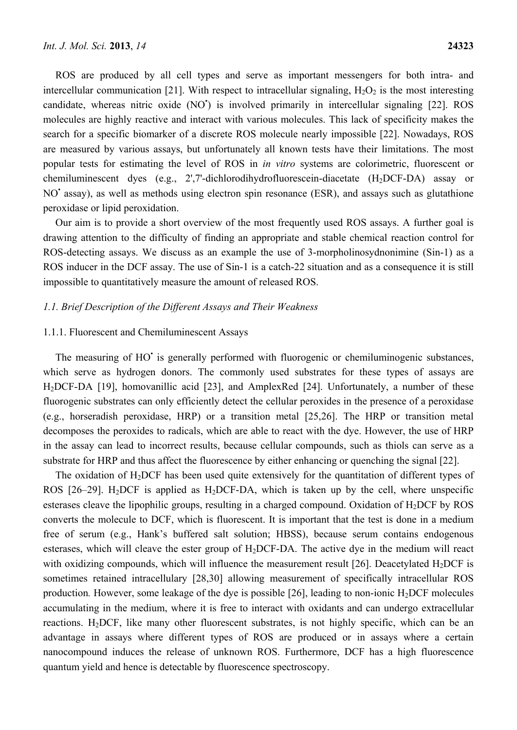ROS are produced by all cell types and serve as important messengers for both intra- and intercellular communication [21]. With respect to intracellular signaling, $H_2O_2$ is the most interesting candidate, whereas nitric oxide ($NO^•$) is involved primarily in intercellular signaling [22]. ROS molecules are highly reactive and interact with various molecules. This lack of specificity makes the search for a specific biomarker of a discrete ROS molecule nearly impossible [22]. Nowadays, ROS are measured by various assays, but unfortunately all known tests have their limitations. The most popular tests for estimating the level of ROS in *in vitro* systems are colorimetric, fluorescent or chemiluminescent dyes (e.g., 2',7'-dichlorodihydrofluorescein-diacetate ($H_2$DCF-DA) assay or $NO^•$ assay), as well as methods using electron spin resonance (ESR), and assays such as glutathione peroxidase or lipid peroxidation.

Our aim is to provide a short overview of the most frequently used ROS assays. A further goal is drawing attention to the difficulty of finding an appropriate and stable chemical reaction control for ROS-detecting assays. We discuss as an example the use of 3-morpholinosydnonimine (Sin-1) as a ROS inducer in the DCF assay. The use of Sin-1 is a catch-22 situation and as a consequence it is still impossible to quantitatively measure the amount of released ROS.

### *1.1. Brief Description of the Different Assays and Their Weakness*

#### 1.1.1. Fluorescent and Chemiluminescent Assays

The measuring of $HO^•$ is generally performed with fluorogenic or chemiluminogenic substances, which serve as hydrogen donors. The commonly used substrates for these types of assays are $H_2$DCF-DA [19], homovanillic acid [23], and AmplexRed [24]. Unfortunately, a number of these fluorogenic substrates can only efficiently detect the cellular peroxides in the presence of a peroxidase (e.g., horseradish peroxidase, HRP) or a transition metal [25,26]. The HRP or transition metal decomposes the peroxides to radicals, which are able to react with the dye. However, the use of HRP in the assay can lead to incorrect results, because cellular compounds, such as thiols can serve as a substrate for HRP and thus affect the fluorescence by either enhancing or quenching the signal [22].

The oxidation of $H_2$DCF has been used quite extensively for the quantitation of different types of ROS [26–29]. $H_2$DCF is applied as $H_2$DCF-DA, which is taken up by the cell, where unspecific esterases cleave the lipophilic groups, resulting in a charged compound. Oxidation of $H_2$DCF by ROS converts the molecule to DCF, which is fluorescent. It is important that the test is done in a medium free of serum (e.g., Hank's buffered salt solution; HBSS), because serum contains endogenous esterases, which will cleave the ester group of $H_2$DCF-DA. The active dye in the medium will react with oxidizing compounds, which will influence the measurement result [26]. Deacetylated $H_2$DCF is sometimes retained intracellulary [28,30] allowing measurement of specifically intracellular ROS production. However, some leakage of the dye is possible [26], leading to non-ionic $H_2$DCF molecules accumulating in the medium, where it is free to interact with oxidants and can undergo extracellular reactions. $H_2$DCF, like many other fluorescent substrates, is not highly specific, which can be an advantage in assays where different types of ROS are produced or in assays where a certain nanocompound induces the release of unknown ROS. Furthermore, DCF has a high fluorescence quantum yield and hence is detectable by fluorescence spectroscopy.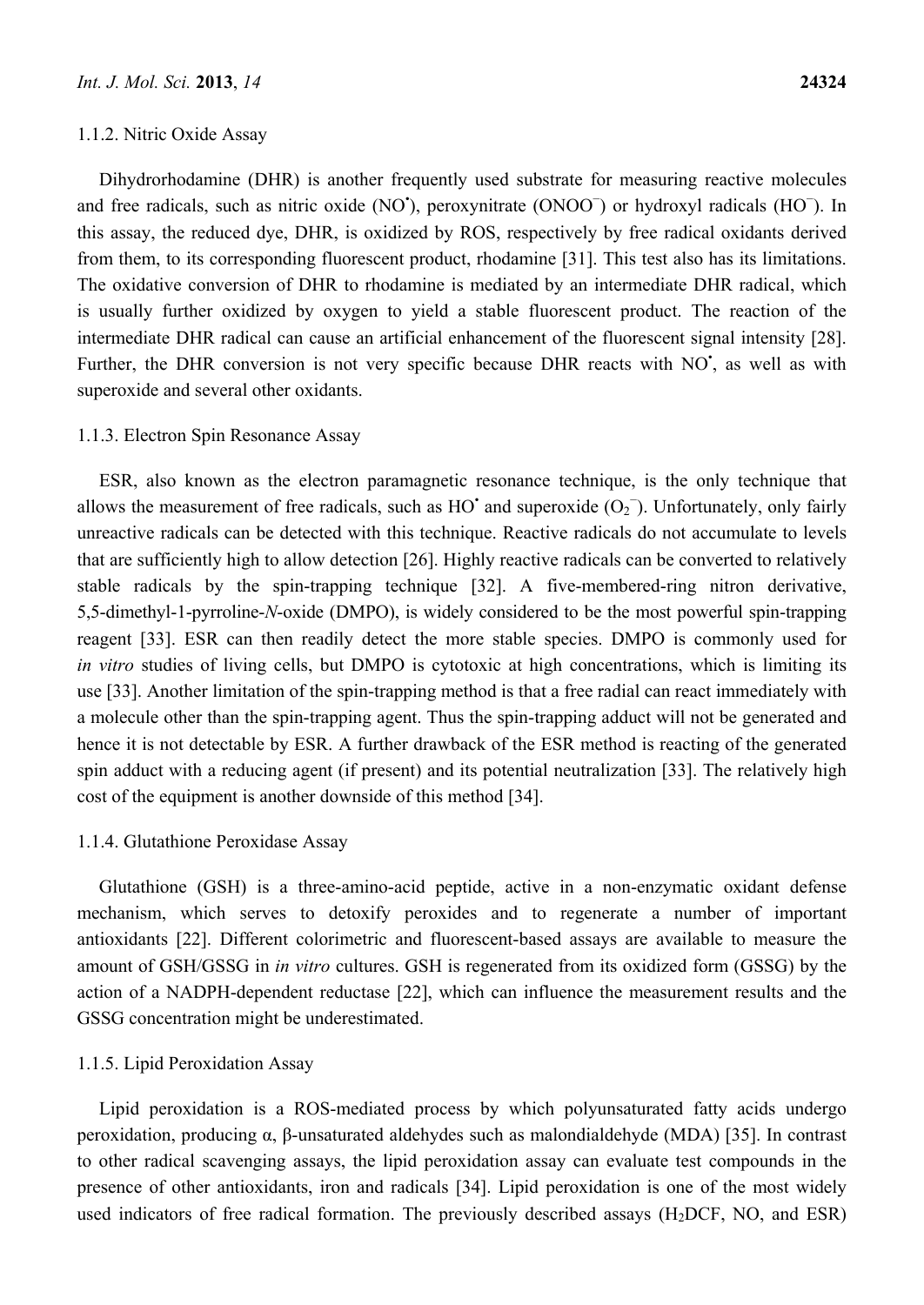#### 1.1.2. Nitric Oxide Assay

Dihydrorhodamine (DHR) is another frequently used substrate for measuring reactive molecules and free radicals, such as nitric oxide ($NO^•$), peroxynitrate ($ONOO^−$) or hydroxyl radicals ($HO^−$). In this assay, the reduced dye, DHR, is oxidized by ROS, respectively by free radical oxidants derived from them, to its corresponding fluorescent product, rhodamine [31]. This test also has its limitations. The oxidative conversion of DHR to rhodamine is mediated by an intermediate DHR radical, which is usually further oxidized by oxygen to yield a stable fluorescent product. The reaction of the intermediate DHR radical can cause an artificial enhancement of the fluorescent signal intensity [28]. Further, the DHR conversion is not very specific because DHR reacts with $NO^•$, as well as with superoxide and several other oxidants.

#### 1.1.3. Electron Spin Resonance Assay

ESR, also known as the electron paramagnetic resonance technique, is the only technique that allows the measurement of free radicals, such as $HO^•$ and superoxide ($O_2^−$). Unfortunately, only fairly unreactive radicals can be detected with this technique. Reactive radicals do not accumulate to levels that are sufficiently high to allow detection [26]. Highly reactive radicals can be converted to relatively stable radicals by the spin-trapping technique [32]. A five-membered-ring nitron derivative, 5,5-dimethyl-1-pyrroline-*N*-oxide (DMPO), is widely considered to be the most powerful spin-trapping reagent [33]. ESR can then readily detect the more stable species. DMPO is commonly used for *in vitro* studies of living cells, but DMPO is cytotoxic at high concentrations, which is limiting its use [33]. Another limitation of the spin-trapping method is that a free radial can react immediately with a molecule other than the spin-trapping agent. Thus the spin-trapping adduct will not be generated and hence it is not detectable by ESR. A further drawback of the ESR method is reacting of the generated spin adduct with a reducing agent (if present) and its potential neutralization [33]. The relatively high cost of the equipment is another downside of this method [34].

#### 1.1.4. Glutathione Peroxidase Assay

Glutathione (GSH) is a three-amino-acid peptide, active in a non-enzymatic oxidant defense mechanism, which serves to detoxify peroxides and to regenerate a number of important antioxidants [22]. Different colorimetric and fluorescent-based assays are available to measure the amount of GSH/GSSG in *in vitro* cultures. GSH is regenerated from its oxidized form (GSSG) by the action of a NADPH-dependent reductase [22], which can influence the measurement results and the GSSG concentration might be underestimated.

#### 1.1.5. Lipid Peroxidation Assay

Lipid peroxidation is a ROS-mediated process by which polyunsaturated fatty acids undergo peroxidation, producing α, β-unsaturated aldehydes such as malondialdehyde (MDA) [35]. In contrast to other radical scavenging assays, the lipid peroxidation assay can evaluate test compounds in the presence of other antioxidants, iron and radicals [34]. Lipid peroxidation is one of the most widely used indicators of free radical formation. The previously described assays ($H_2DCF$, NO, and ESR)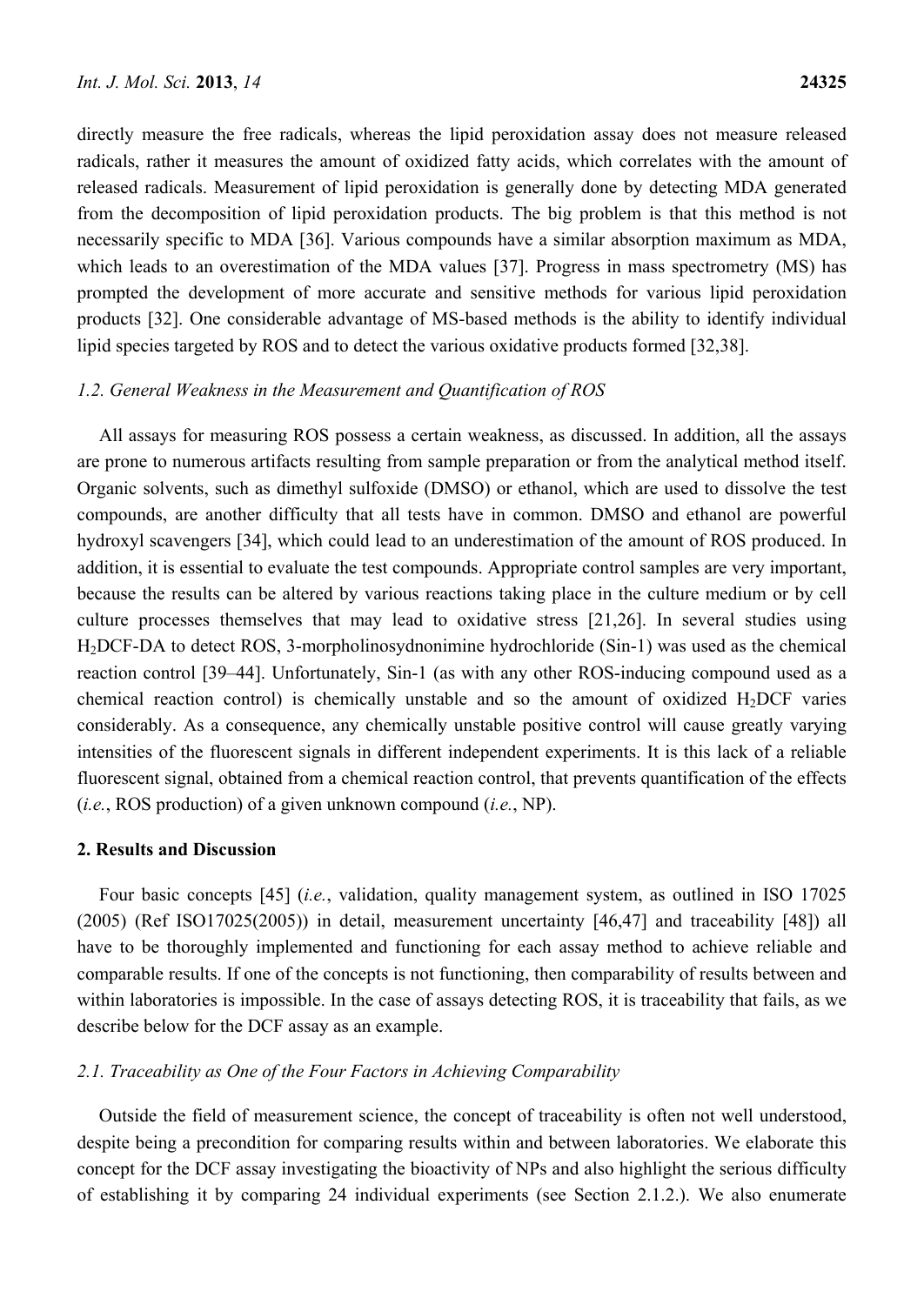directly measure the free radicals, whereas the lipid peroxidation assay does not measure released radicals, rather it measures the amount of oxidized fatty acids, which correlates with the amount of released radicals. Measurement of lipid peroxidation is generally done by detecting MDA generated from the decomposition of lipid peroxidation products. The big problem is that this method is not necessarily specific to MDA [36]. Various compounds have a similar absorption maximum as MDA, which leads to an overestimation of the MDA values [37]. Progress in mass spectrometry (MS) has prompted the development of more accurate and sensitive methods for various lipid peroxidation products [32]. One considerable advantage of MS-based methods is the ability to identify individual lipid species targeted by ROS and to detect the various oxidative products formed [32,38].

### *1.2. General Weakness in the Measurement and Quantification of ROS*

All assays for measuring ROS possess a certain weakness, as discussed. In addition, all the assays are prone to numerous artifacts resulting from sample preparation or from the analytical method itself. Organic solvents, such as dimethyl sulfoxide (DMSO) or ethanol, which are used to dissolve the test compounds, are another difficulty that all tests have in common. DMSO and ethanol are powerful hydroxyl scavengers [34], which could lead to an underestimation of the amount of ROS produced. In addition, it is essential to evaluate the test compounds. Appropriate control samples are very important, because the results can be altered by various reactions taking place in the culture medium or by cell culture processes themselves that may lead to oxidative stress [21,26]. In several studies using $H_2$DCF-DA to detect ROS, 3-morpholinosydnonimine hydrochloride (Sin-1) was used as the chemical reaction control [39–44]. Unfortunately, Sin-1 (as with any other ROS-inducing compound used as a chemical reaction control) is chemically unstable and so the amount of oxidized $H_2$DCF varies considerably. As a consequence, any chemically unstable positive control will cause greatly varying intensities of the fluorescent signals in different independent experiments. It is this lack of a reliable fluorescent signal, obtained from a chemical reaction control, that prevents quantification of the effects (*i.e.*, ROS production) of a given unknown compound (*i.e.*, NP).

## 2. Results and Discussion

Four basic concepts [45] (*i.e.*, validation, quality management system, as outlined in ISO 17025 (2005) (Ref ISO17025(2005)) in detail, measurement uncertainty [46,47] and traceability [48]) all have to be thoroughly implemented and functioning for each assay method to achieve reliable and comparable results. If one of the concepts is not functioning, then comparability of results between and within laboratories is impossible. In the case of assays detecting ROS, it is traceability that fails, as we describe below for the DCF assay as an example.

### *2.1. Traceability as One of the Four Factors in Achieving Comparability*

Outside the field of measurement science, the concept of traceability is often not well understood, despite being a precondition for comparing results within and between laboratories. We elaborate this concept for the DCF assay investigating the bioactivity of NPs and also highlight the serious difficulty of establishing it by comparing 24 individual experiments (see Section 2.1.2.). We also enumerate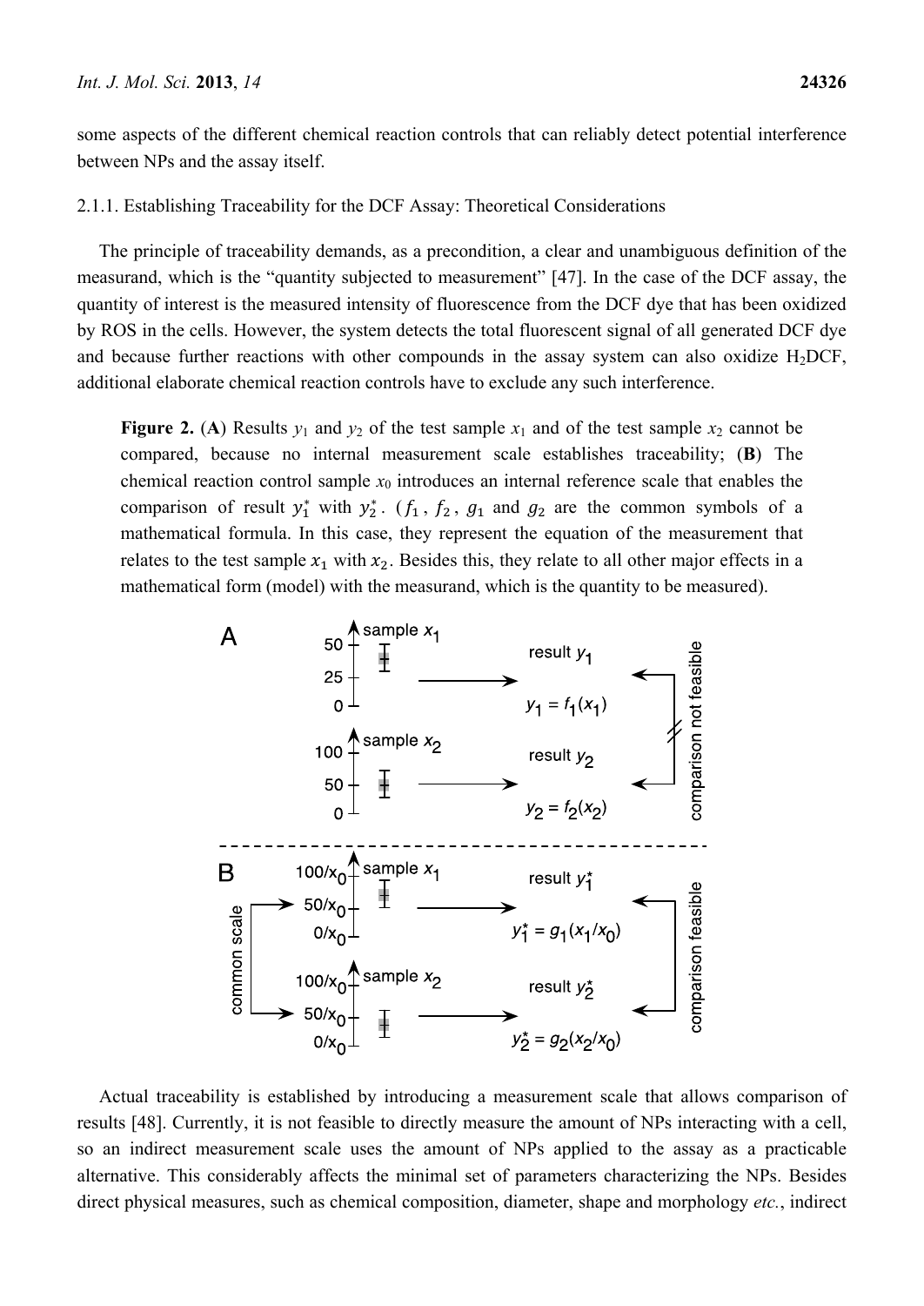some aspects of the different chemical reaction controls that can reliably detect potential interference between NPs and the assay itself.

2.1.1. Establishing Traceability for the DCF Assay: Theoretical Considerations

The principle of traceability demands, as a precondition, a clear and unambiguous definition of the measurand, which is the "quantity subjected to measurement" [47]. In the case of the DCF assay, the quantity of interest is the measured intensity of fluorescence from the DCF dye that has been oxidized by ROS in the cells. However, the system detects the total fluorescent signal of all generated DCF dye and because further reactions with other compounds in the assay system can also oxidize $H_2DCF$, additional elaborate chemical reaction controls have to exclude any such interference.

**Figure 2.** (**A**) Results $y_1$ and $y_2$ of the test sample $x_1$ and of the test sample $x_2$ cannot be compared, because no internal measurement scale establishes traceability; (**B**) The chemical reaction control sample $x_0$ introduces an internal reference scale that enables the comparison of result $y_1^*$ with $y_2^*$. ($f_1$, $f_2$, $g_1$ and $g_2$ are the common symbols of a mathematical formula. In this case, they represent the equation of the measurement that relates to the test sample $x_1$ with $x_2$. Besides this, they relate to all other major effects in a mathematical form (model) with the measurand, which is the quantity to be measured).

Actual traceability is established by introducing a measurement scale that allows comparison of results [48]. Currently, it is not feasible to directly measure the amount of NPs interacting with a cell, so an indirect measurement scale uses the amount of NPs applied to the assay as a practicable alternative. This considerably affects the minimal set of parameters characterizing the NPs. Besides direct physical measures, such as chemical composition, diameter, shape and morphology *etc.*, indirect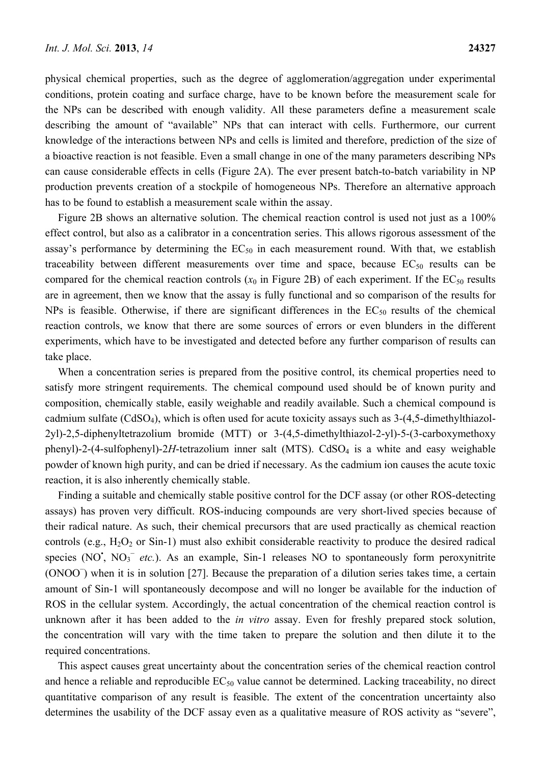physical chemical properties, such as the degree of agglomeration/aggregation under experimental conditions, protein coating and surface charge, have to be known before the measurement scale for the NPs can be described with enough validity. All these parameters define a measurement scale describing the amount of "available" NPs that can interact with cells. Furthermore, our current knowledge of the interactions between NPs and cells is limited and therefore, prediction of the size of a bioactive reaction is not feasible. Even a small change in one of the many parameters describing NPs can cause considerable effects in cells (Figure 2A). The ever present batch-to-batch variability in NP production prevents creation of a stockpile of homogeneous NPs. Therefore an alternative approach has to be found to establish a measurement scale within the assay.

Figure 2B shows an alternative solution. The chemical reaction control is used not just as a 100% effect control, but also as a calibrator in a concentration series. This allows rigorous assessment of the assay's performance by determining the $EC_{50}$ in each measurement round. With that, we establish traceability between different measurements over time and space, because $EC_{50}$ results can be compared for the chemical reaction controls ($x_0$ in Figure 2B) of each experiment. If the $EC_{50}$ results are in agreement, then we know that the assay is fully functional and so comparison of the results for NPs is feasible. Otherwise, if there are significant differences in the $EC_{50}$ results of the chemical reaction controls, we know that there are some sources of errors or even blunders in the different experiments, which have to be investigated and detected before any further comparison of results can take place.

When a concentration series is prepared from the positive control, its chemical properties need to satisfy more stringent requirements. The chemical compound used should be of known purity and composition, chemically stable, easily weighable and readily available. Such a chemical compound is cadmium sulfate ($CdSO_4$), which is often used for acute toxicity assays such as 3-(4,5-dimethylthiazol-2yl)-2,5-diphenyltetrazolium bromide (MTT) or 3-(4,5-dimethylthiazol-2-yl)-5-(3-carboxymethoxy phenyl)-2-(4-sulfophenyl)-2*H*-tetrazolium inner salt (MTS). $CdSO_4$ is a white and easy weighable powder of known high purity, and can be dried if necessary. As the cadmium ion causes the acute toxic reaction, it is also inherently chemically stable.

Finding a suitable and chemically stable positive control for the DCF assay (or other ROS-detecting assays) has proven very difficult. ROS-inducing compounds are very short-lived species because of their radical nature. As such, their chemical precursors that are used practically as chemical reaction controls (e.g., $H_2O_2$ or Sin-1) must also exhibit considerable reactivity to produce the desired radical species ($NO^{\bullet}$, $NO_3^-$ *etc.*). As an example, Sin-1 releases NO to spontaneously form peroxynitrite ($ONOO^-$) when it is in solution [27]. Because the preparation of a dilution series takes time, a certain amount of Sin-1 will spontaneously decompose and will no longer be available for the induction of ROS in the cellular system. Accordingly, the actual concentration of the chemical reaction control is unknown after it has been added to the *in vitro* assay. Even for freshly prepared stock solution, the concentration will vary with the time taken to prepare the solution and then dilute it to the required concentrations.

This aspect causes great uncertainty about the concentration series of the chemical reaction control and hence a reliable and reproducible $EC_{50}$ value cannot be determined. Lacking traceability, no direct quantitative comparison of any result is feasible. The extent of the concentration uncertainty also determines the usability of the DCF assay even as a qualitative measure of ROS activity as "severe",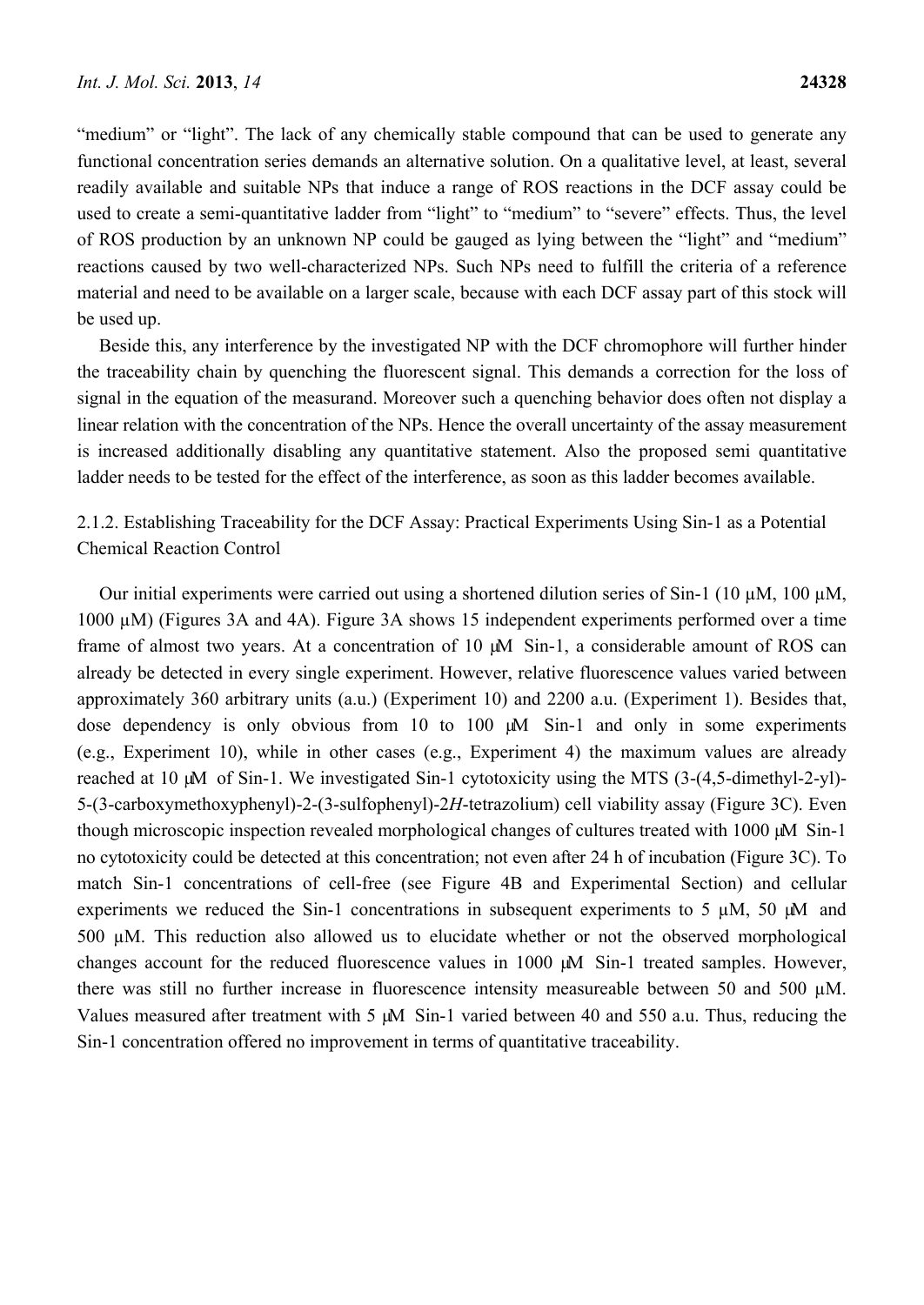"medium" or "light". The lack of any chemically stable compound that can be used to generate any functional concentration series demands an alternative solution. On a qualitative level, at least, several readily available and suitable NPs that induce a range of ROS reactions in the DCF assay could be used to create a semi-quantitative ladder from "light" to "medium" to "severe" effects. Thus, the level of ROS production by an unknown NP could be gauged as lying between the "light" and "medium" reactions caused by two well-characterized NPs. Such NPs need to fulfill the criteria of a reference material and need to be available on a larger scale, because with each DCF assay part of this stock will be used up.

Beside this, any interference by the investigated NP with the DCF chromophore will further hinder the traceability chain by quenching the fluorescent signal. This demands a correction for the loss of signal in the equation of the measurand. Moreover such a quenching behavior does often not display a linear relation with the concentration of the NPs. Hence the overall uncertainty of the assay measurement is increased additionally disabling any quantitative statement. Also the proposed semi quantitative ladder needs to be tested for the effect of the interference, as soon as this ladder becomes available.

### 2.1.2. Establishing Traceability for the DCF Assay: Practical Experiments Using Sin-1 as a Potential Chemical Reaction Control

Our initial experiments were carried out using a shortened dilution series of Sin-1 (10 µM, 100 µM, 1000 µM) (Figures 3A and 4A). Figure 3A shows 15 independent experiments performed over a time frame of almost two years. At a concentration of 10 µM Sin-1, a considerable amount of ROS can already be detected in every single experiment. However, relative fluorescence values varied between approximately 360 arbitrary units (a.u.) (Experiment 10) and 2200 a.u. (Experiment 1). Besides that, dose dependency is only obvious from 10 to 100 µM Sin-1 and only in some experiments (e.g., Experiment 10), while in other cases (e.g., Experiment 4) the maximum values are already reached at 10 µM of Sin-1. We investigated Sin-1 cytotoxicity using the MTS (3-(4,5-dimethyl-2-yl)-5-(3-carboxymethoxyphenyl)-2-(3-sulfophenyl)-2*H*-tetrazolium) cell viability assay (Figure 3C). Even though microscopic inspection revealed morphological changes of cultures treated with 1000 µM Sin-1 no cytotoxicity could be detected at this concentration; not even after 24 h of incubation (Figure 3C). To match Sin-1 concentrations of cell-free (see Figure 4B and Experimental Section) and cellular experiments we reduced the Sin-1 concentrations in subsequent experiments to 5 µM, 50 µM and 500 µM. This reduction also allowed us to elucidate whether or not the observed morphological changes account for the reduced fluorescence values in 1000 µM Sin-1 treated samples. However, there was still no further increase in fluorescence intensity measureable between 50 and 500 µM. Values measured after treatment with 5 µM Sin-1 varied between 40 and 550 a.u. Thus, reducing the Sin-1 concentration offered no improvement in terms of quantitative traceability.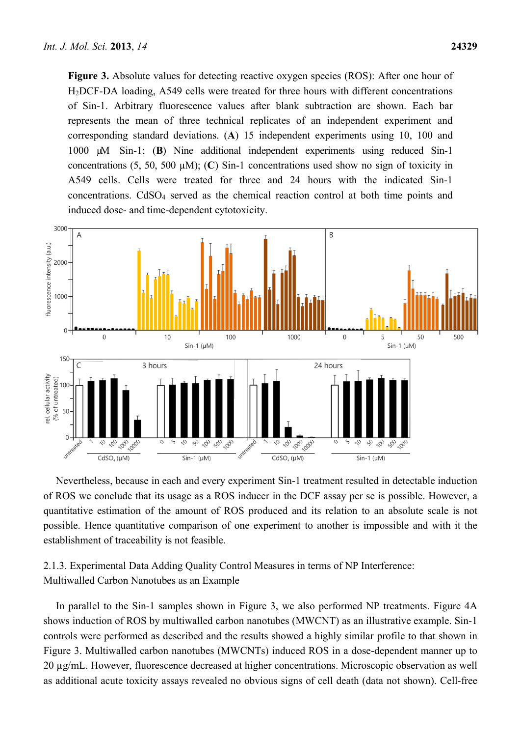**Figure 3.** Absolute values for detecting reactive oxygen species (ROS): After one hour of $H_2$DCF-DA loading, A549 cells were treated for three hours with different concentrations of Sin-1. Arbitrary fluorescence values after blank subtraction are shown. Each bar represents the mean of three technical replicates of an independent experiment and corresponding standard deviations. (**A**) 15 independent experiments using 10, 100 and 1000 µM Sin-1; (**B**) Nine additional independent experiments using reduced Sin-1 concentrations (5, 50, 500 µM); (**C**) Sin-1 concentrations used show no sign of toxicity in A549 cells. Cells were treated for three and 24 hours with the indicated Sin-1 concentrations. $CdSO_4$ served as the chemical reaction control at both time points and induced dose- and time-dependent cytotoxicity.

Nevertheless, because in each and every experiment Sin-1 treatment resulted in detectable induction of ROS we conclude that its usage as a ROS inducer in the DCF assay per se is possible. However, a quantitative estimation of the amount of ROS produced and its relation to an absolute scale is not possible. Hence quantitative comparison of one experiment to another is impossible and with it the establishment of traceability is not feasible.

#### 2.1.3. Experimental Data Adding Quality Control Measures in terms of NP Interference: Multiwalled Carbon Nanotubes as an Example

In parallel to the Sin-1 samples shown in Figure 3, we also performed NP treatments. Figure 4A shows induction of ROS by multiwalled carbon nanotubes (MWCNT) as an illustrative example. Sin-1 controls were performed as described and the results showed a highly similar profile to that shown in Figure 3. Multiwalled carbon nanotubes (MWCNTs) induced ROS in a dose-dependent manner up to 20 µg/mL. However, fluorescence decreased at higher concentrations. Microscopic observation as well as additional acute toxicity assays revealed no obvious signs of cell death (data not shown). Cell-free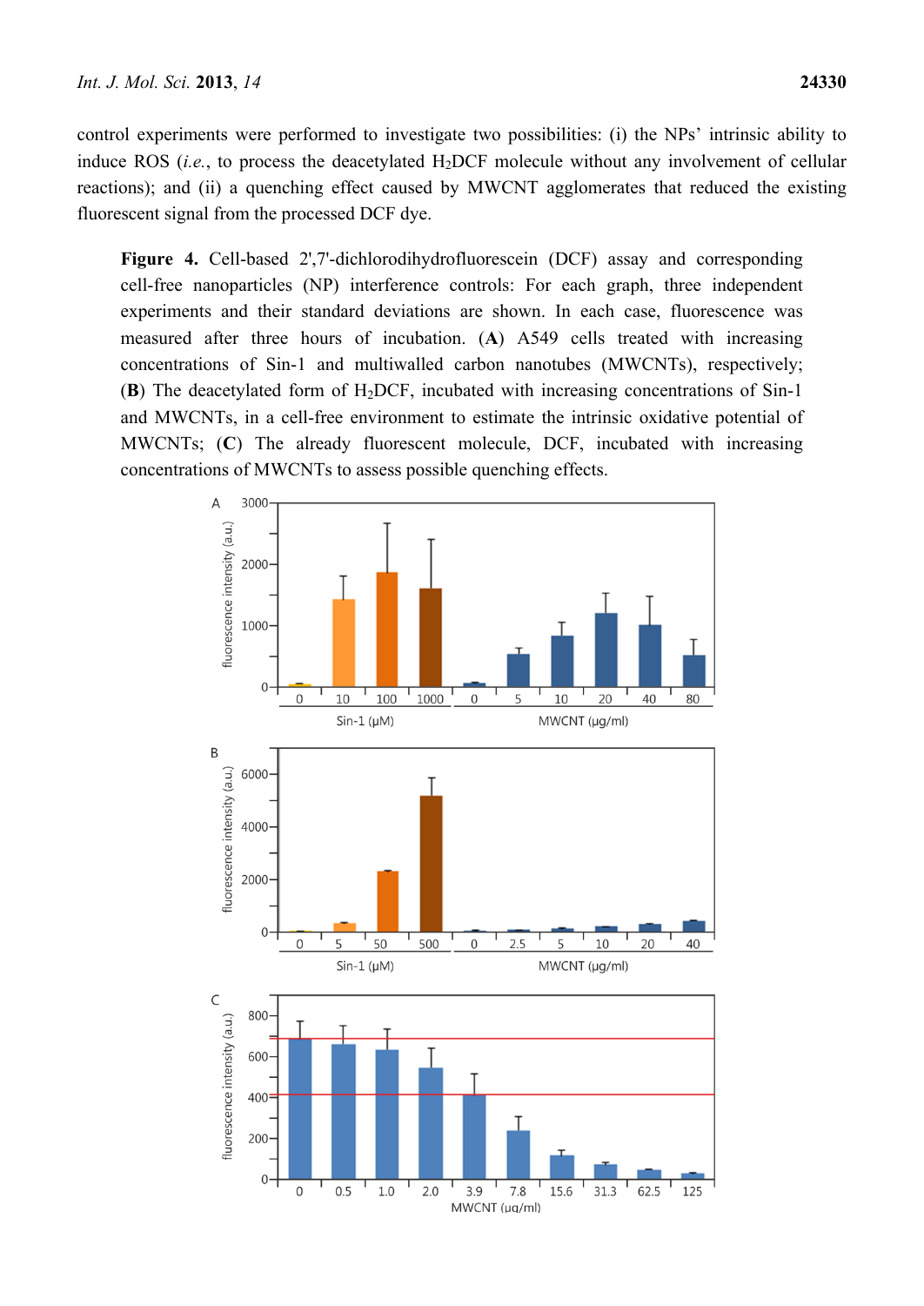control experiments were performed to investigate two possibilities: (i) the NPs' intrinsic ability to induce ROS (*i.e.*, to process the deacetylated $H_2DCF$ molecule without any involvement of cellular reactions); and (ii) a quenching effect caused by MWCNT agglomerates that reduced the existing fluorescent signal from the processed DCF dye.

**Figure 4.** Cell-based 2',7'-dichlorodihydrofluorescein (DCF) assay and corresponding cell-free nanoparticles (NP) interference controls: For each graph, three independent experiments and their standard deviations are shown. In each case, fluorescence was measured after three hours of incubation. (**A**) A549 cells treated with increasing concentrations of Sin-1 and multiwalled carbon nanotubes (MWCNTs), respectively; (**B**) The deacetylated form of $H_2DCF$, incubated with increasing concentrations of Sin-1 and MWCNTs, in a cell-free environment to estimate the intrinsic oxidative potential of MWCNTs; (**C**) The already fluorescent molecule, DCF, incubated with increasing concentrations of MWCNTs to assess possible quenching effects.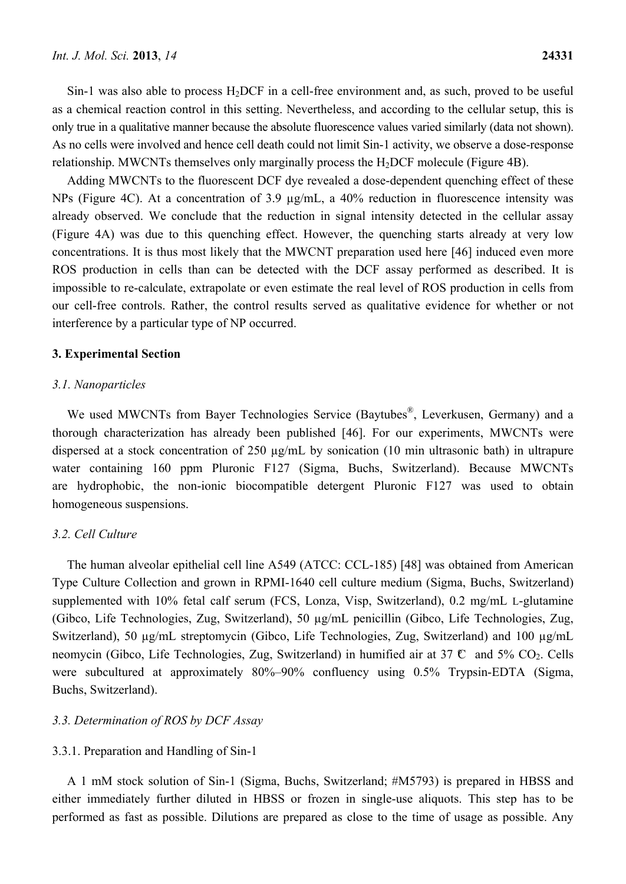Sin-1 was also able to process $H_2DCF$ in a cell-free environment and, as such, proved to be useful as a chemical reaction control in this setting. Nevertheless, and according to the cellular setup, this is only true in a qualitative manner because the absolute fluorescence values varied similarly (data not shown). As no cells were involved and hence cell death could not limit Sin-1 activity, we observe a dose-response relationship. MWCNTs themselves only marginally process the $H_2DCF$ molecule (Figure 4B).

Adding MWCNTs to the fluorescent DCF dye revealed a dose-dependent quenching effect of these NPs (Figure 4C). At a concentration of 3.9 µg/mL, a 40% reduction in fluorescence intensity was already observed. We conclude that the reduction in signal intensity detected in the cellular assay (Figure 4A) was due to this quenching effect. However, the quenching starts already at very low concentrations. It is thus most likely that the MWCNT preparation used here [46] induced even more ROS production in cells than can be detected with the DCF assay performed as described. It is impossible to re-calculate, extrapolate or even estimate the real level of ROS production in cells from our cell-free controls. Rather, the control results served as qualitative evidence for whether or not interference by a particular type of NP occurred.

## 3. Experimental Section

### *3.1. Nanoparticles*

We used MWCNTs from Bayer Technologies Service (Baytubes®, Leverkusen, Germany) and a thorough characterization has already been published [46]. For our experiments, MWCNTs were dispersed at a stock concentration of 250 µg/mL by sonication (10 min ultrasonic bath) in ultrapure water containing 160 ppm Pluronic F127 (Sigma, Buchs, Switzerland). Because MWCNTs are hydrophobic, the non-ionic biocompatible detergent Pluronic F127 was used to obtain homogeneous suspensions.

### *3.2. Cell Culture*

The human alveolar epithelial cell line A549 (ATCC: CCL-185) [48] was obtained from American Type Culture Collection and grown in RPMI-1640 cell culture medium (Sigma, Buchs, Switzerland) supplemented with 10% fetal calf serum (FCS, Lonza, Visp, Switzerland), 0.2 mg/mL L-glutamine (Gibco, Life Technologies, Zug, Switzerland), 50 µg/mL penicillin (Gibco, Life Technologies, Zug, Switzerland), 50 µg/mL streptomycin (Gibco, Life Technologies, Zug, Switzerland) and 100 µg/mL neomycin (Gibco, Life Technologies, Zug, Switzerland) in humified air at 37 °C and 5% $CO_2$. Cells were subcultured at approximately 80%–90% confluency using 0.5% Trypsin-EDTA (Sigma, Buchs, Switzerland).

### *3.3. Determination of ROS by DCF Assay*

#### 3.3.1. Preparation and Handling of Sin-1

A 1 mM stock solution of Sin-1 (Sigma, Buchs, Switzerland; #M5793) is prepared in HBSS and either immediately further diluted in HBSS or frozen in single-use aliquots. This step has to be performed as fast as possible. Dilutions are prepared as close to the time of usage as possible. Any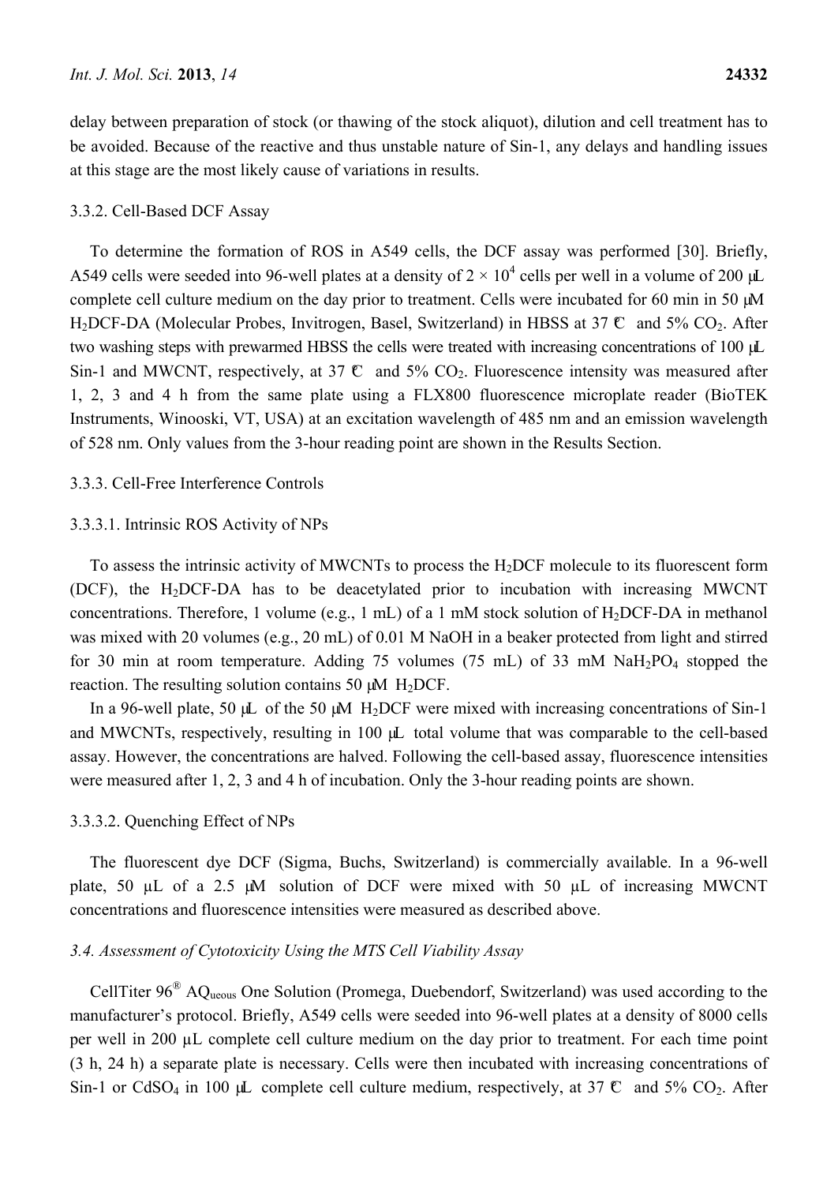delay between preparation of stock (or thawing of the stock aliquot), dilution and cell treatment has to be avoided. Because of the reactive and thus unstable nature of Sin-1, any delays and handling issues at this stage are the most likely cause of variations in results.

#### 3.3.2. Cell-Based DCF Assay

To determine the formation of ROS in A549 cells, the DCF assay was performed [30]. Briefly, A549 cells were seeded into 96-well plates at a density of $2 \times 10^4$ cells per well in a volume of 200 µL complete cell culture medium on the day prior to treatment. Cells were incubated for 60 min in 50 µM $H_2DCF$-DA (Molecular Probes, Invitrogen, Basel, Switzerland) in HBSS at 37 °C and 5% $CO_2$. After two washing steps with prewarmed HBSS the cells were treated with increasing concentrations of 100 µL Sin-1 and MWCNT, respectively, at 37 °C and 5% $CO_2$. Fluorescence intensity was measured after 1, 2, 3 and 4 h from the same plate using a FLX800 fluorescence microplate reader (BioTEK Instruments, Winooski, VT, USA) at an excitation wavelength of 485 nm and an emission wavelength of 528 nm. Only values from the 3-hour reading point are shown in the Results Section.

#### 3.3.3. Cell-Free Interference Controls

##### 3.3.3.1. Intrinsic ROS Activity of NPs

To assess the intrinsic activity of MWCNTs to process the $H_2DCF$ molecule to its fluorescent form (DCF), the $H_2DCF$-DA has to be deacetylated prior to incubation with increasing MWCNT concentrations. Therefore, 1 volume (e.g., 1 mL) of a 1 mM stock solution of $H_2DCF$-DA in methanol was mixed with 20 volumes (e.g., 20 mL) of 0.01 M NaOH in a beaker protected from light and stirred for 30 min at room temperature. Adding 75 volumes (75 mL) of 33 mM $NaH_2PO_4$ stopped the reaction. The resulting solution contains 50 µM $H_2DCF$.

In a 96-well plate, 50 µL of the 50 µM $H_2DCF$ were mixed with increasing concentrations of Sin-1 and MWCNTs, respectively, resulting in 100 µL total volume that was comparable to the cell-based assay. However, the concentrations are halved. Following the cell-based assay, fluorescence intensities were measured after 1, 2, 3 and 4 h of incubation. Only the 3-hour reading points are shown.

##### 3.3.3.2. Quenching Effect of NPs

The fluorescent dye DCF (Sigma, Buchs, Switzerland) is commercially available. In a 96-well plate, 50 µL of a 2.5 µM solution of DCF were mixed with 50 µL of increasing MWCNT concentrations and fluorescence intensities were measured as described above.

### *3.4. Assessment of Cytotoxicity Using the MTS Cell Viability Assay*

CellTiter 96® AQ<sub>ueous</sub> One Solution (Promega, Duebendorf, Switzerland) was used according to the manufacturer's protocol. Briefly, A549 cells were seeded into 96-well plates at a density of 8000 cells per well in 200 µL complete cell culture medium on the day prior to treatment. For each time point (3 h, 24 h) a separate plate is necessary. Cells were then incubated with increasing concentrations of Sin-1 or $CdSO_4$ in 100 µL complete cell culture medium, respectively, at 37 °C and 5% $CO_2$. After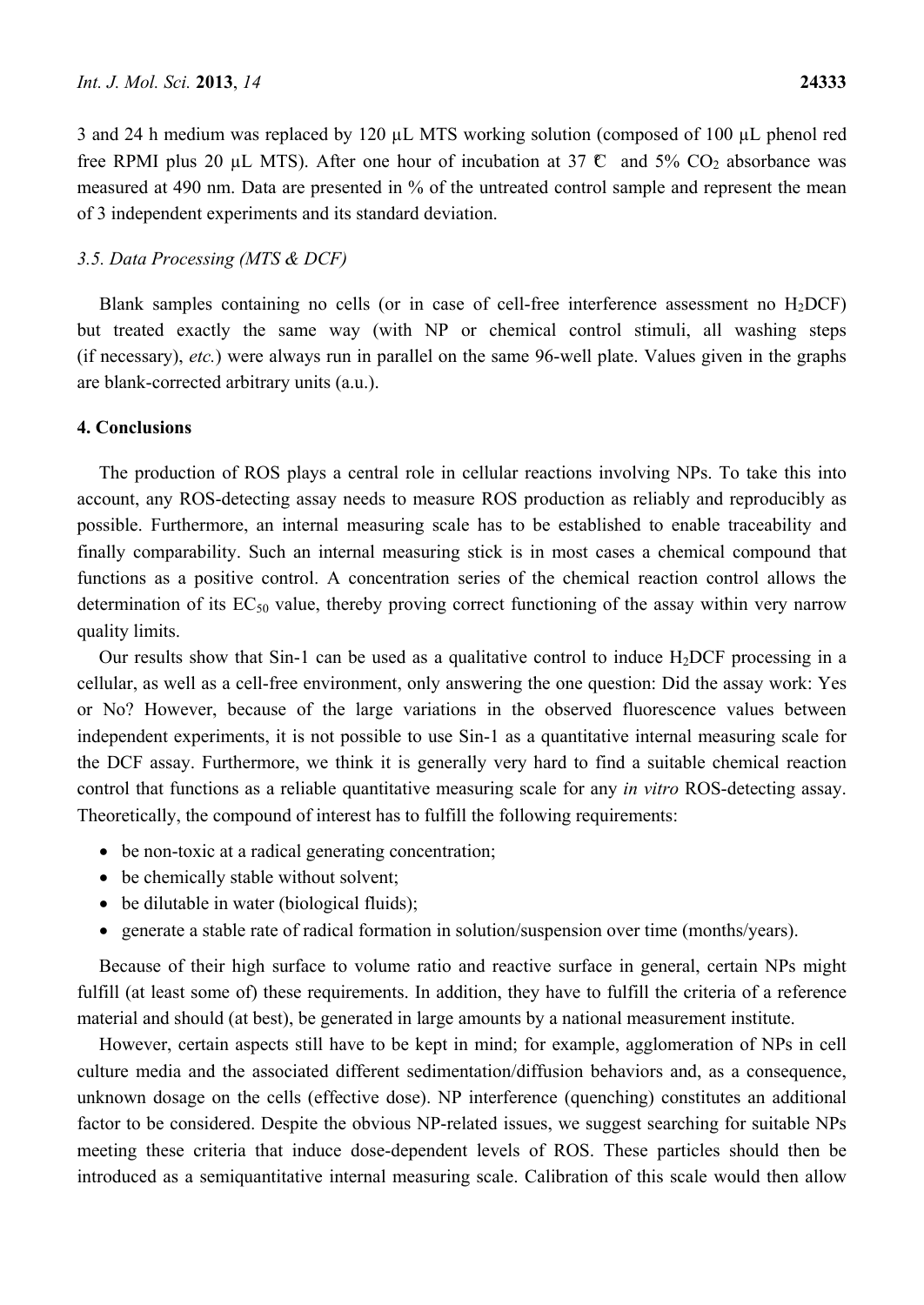3 and 24 h medium was replaced by 120 µL MTS working solution (composed of 100 µL phenol red free RPMI plus 20 µL MTS). After one hour of incubation at 37 °C and 5% $CO_2$ absorbance was measured at 490 nm. Data are presented in % of the untreated control sample and represent the mean of 3 independent experiments and its standard deviation.

### *3.5. Data Processing (MTS & DCF)*

Blank samples containing no cells (or in case of cell-free interference assessment no $H_2$DCF) but treated exactly the same way (with NP or chemical control stimuli, all washing steps (if necessary), *etc.*) were always run in parallel on the same 96-well plate. Values given in the graphs are blank-corrected arbitrary units (a.u.).

## **4. Conclusions**

The production of ROS plays a central role in cellular reactions involving NPs. To take this into account, any ROS-detecting assay needs to measure ROS production as reliably and reproducibly as possible. Furthermore, an internal measuring scale has to be established to enable traceability and finally comparability. Such an internal measuring stick is in most cases a chemical compound that functions as a positive control. A concentration series of the chemical reaction control allows the determination of its $EC_{50}$ value, thereby proving correct functioning of the assay within very narrow quality limits.

Our results show that Sin-1 can be used as a qualitative control to induce $H_2$DCF processing in a cellular, as well as a cell-free environment, only answering the one question: Did the assay work: Yes or No? However, because of the large variations in the observed fluorescence values between independent experiments, it is not possible to use Sin-1 as a quantitative internal measuring scale for the DCF assay. Furthermore, we think it is generally very hard to find a suitable chemical reaction control that functions as a reliable quantitative measuring scale for any *in vitro* ROS-detecting assay. Theoretically, the compound of interest has to fulfill the following requirements:

- be non-toxic at a radical generating concentration;
- be chemically stable without solvent;
- be dilutable in water (biological fluids);
- generate a stable rate of radical formation in solution/suspension over time (months/years).

Because of their high surface to volume ratio and reactive surface in general, certain NPs might fulfill (at least some of) these requirements. In addition, they have to fulfill the criteria of a reference material and should (at best), be generated in large amounts by a national measurement institute.

However, certain aspects still have to be kept in mind; for example, agglomeration of NPs in cell culture media and the associated different sedimentation/diffusion behaviors and, as a consequence, unknown dosage on the cells (effective dose). NP interference (quenching) constitutes an additional factor to be considered. Despite the obvious NP-related issues, we suggest searching for suitable NPs meeting these criteria that induce dose-dependent levels of ROS. These particles should then be introduced as a semiquantitative internal measuring scale. Calibration of this scale would then allow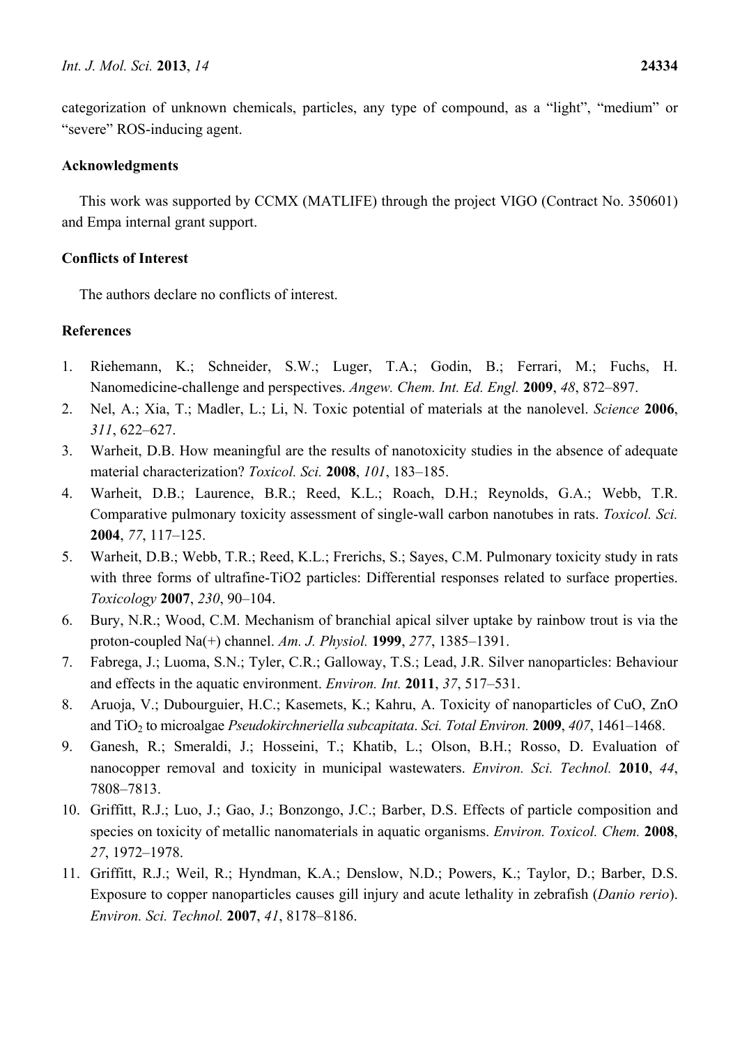categorization of unknown chemicals, particles, any type of compound, as a "light", "medium" or "severe" ROS-inducing agent.

## Acknowledgments

This work was supported by CCMX (MATLIFE) through the project VIGO (Contract No. 350601) and Empa internal grant support.

## Conflicts of Interest

The authors declare no conflicts of interest.

## References

1. Riehemann, K.; Schneider, S.W.; Luger, T.A.; Godin, B.; Ferrari, M.; Fuchs, H. Nanomedicine-challenge and perspectives. *Angew. Chem. Int. Ed. Engl.* **2009**, *48*, 872–897.
2. Nel, A.; Xia, T.; Madler, L.; Li, N. Toxic potential of materials at the nanolevel. *Science* **2006**, *311*, 622–627.
3. Warheit, D.B. How meaningful are the results of nanotoxicity studies in the absence of adequate material characterization? *Toxicol. Sci.* **2008**, *101*, 183–185.
4. Warheit, D.B.; Laurence, B.R.; Reed, K.L.; Roach, D.H.; Reynolds, G.A.; Webb, T.R. Comparative pulmonary toxicity assessment of single-wall carbon nanotubes in rats. *Toxicol. Sci.* **2004**, *77*, 117–125.
5. Warheit, D.B.; Webb, T.R.; Reed, K.L.; Frerichs, S.; Sayes, C.M. Pulmonary toxicity study in rats with three forms of ultrafine-TiO2 particles: Differential responses related to surface properties. *Toxicology* **2007**, *230*, 90–104.
6. Bury, N.R.; Wood, C.M. Mechanism of branchial apical silver uptake by rainbow trout is via the proton-coupled Na(+) channel. *Am. J. Physiol.* **1999**, *277*, 1385–1391.
7. Fabrega, J.; Luoma, S.N.; Tyler, C.R.; Galloway, T.S.; Lead, J.R. Silver nanoparticles: Behaviour and effects in the aquatic environment. *Environ. Int.* **2011**, *37*, 517–531.
8. Aruoja, V.; Dubourguier, H.C.; Kasemets, K.; Kahru, A. Toxicity of nanoparticles of CuO, ZnO and $TiO_2$ to microalgae *Pseudokirchneriella subcapitata*. *Sci. Total Environ.* **2009**, *407*, 1461–1468.
9. Ganesh, R.; Smeraldi, J.; Hosseini, T.; Khatib, L.; Olson, B.H.; Rosso, D. Evaluation of nanocopper removal and toxicity in municipal wastewaters. *Environ. Sci. Technol.* **2010**, *44*, 7808–7813.
10. Griffitt, R.J.; Luo, J.; Gao, J.; Bonzongo, J.C.; Barber, D.S. Effects of particle composition and species on toxicity of metallic nanomaterials in aquatic organisms. *Environ. Toxicol. Chem.* **2008**, *27*, 1972–1978.
11. Griffitt, R.J.; Weil, R.; Hyndman, K.A.; Denslow, N.D.; Powers, K.; Taylor, D.; Barber, D.S. Exposure to copper nanoparticles causes gill injury and acute lethality in zebrafish (*Danio rerio*). *Environ. Sci. Technol.* **2007**, *41*, 8178–8186.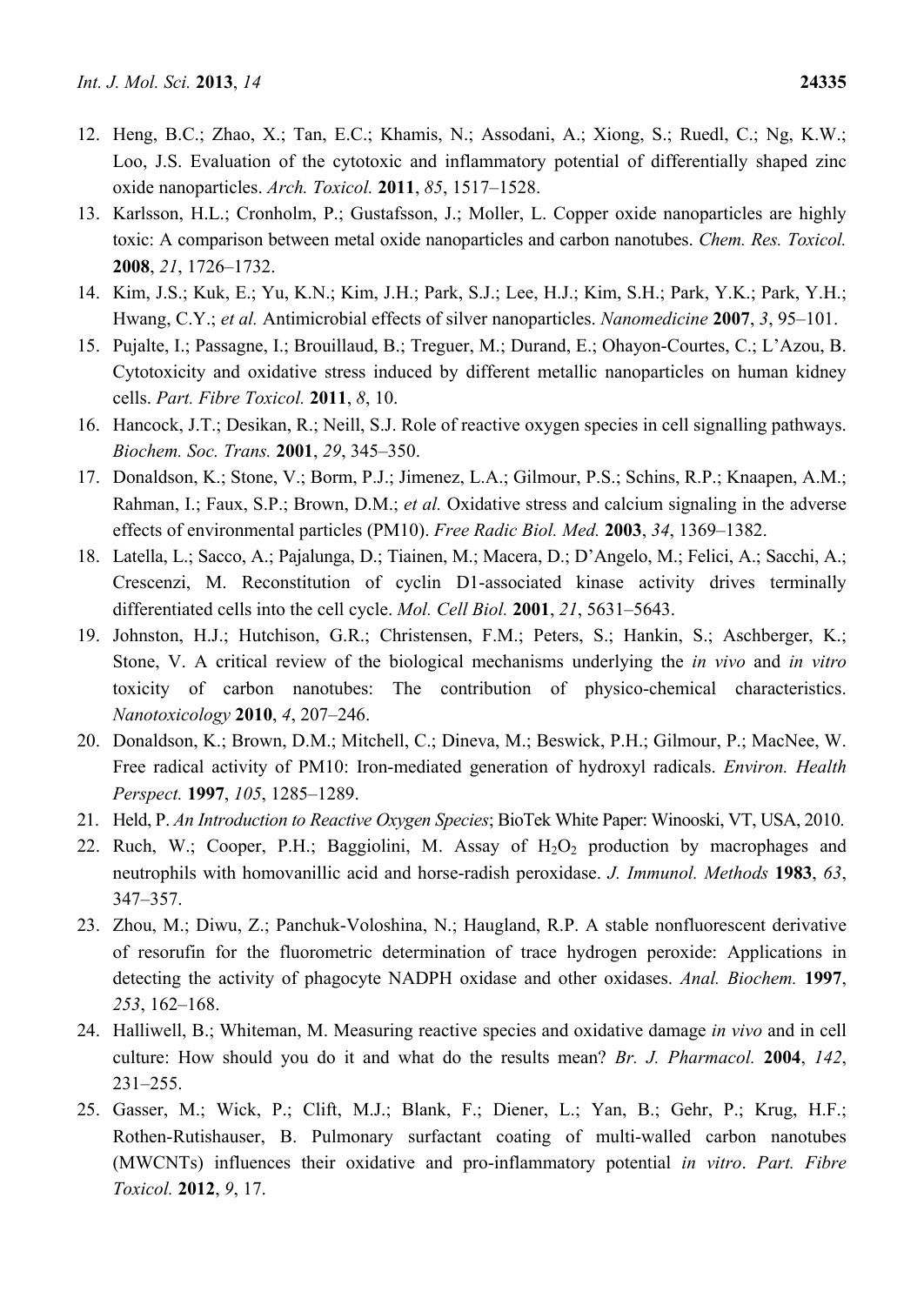12. Heng, B.C.; Zhao, X.; Tan, E.C.; Khamis, N.; Assodani, A.; Xiong, S.; Ruedl, C.; Ng, K.W.; Loo, J.S. Evaluation of the cytotoxic and inflammatory potential of differentially shaped zinc oxide nanoparticles. *Arch. Toxicol.* **2011**, *85*, 1517–1528.
13. Karlsson, H.L.; Cronholm, P.; Gustafsson, J.; Moller, L. Copper oxide nanoparticles are highly toxic: A comparison between metal oxide nanoparticles and carbon nanotubes. *Chem. Res. Toxicol.* **2008**, *21*, 1726–1732.
14. Kim, J.S.; Kuk, E.; Yu, K.N.; Kim, J.H.; Park, S.J.; Lee, H.J.; Kim, S.H.; Park, Y.K.; Park, Y.H.; Hwang, C.Y.; *et al.* Antimicrobial effects of silver nanoparticles. *Nanomedicine* **2007**, *3*, 95–101.
15. Pujalte, I.; Passagne, I.; Brouillaud, B.; Treguer, M.; Durand, E.; Ohayon-Courtes, C.; L'Azou, B. Cytotoxicity and oxidative stress induced by different metallic nanoparticles on human kidney cells. *Part. Fibre Toxicol.* **2011**, *8*, 10.
16. Hancock, J.T.; Desikan, R.; Neill, S.J. Role of reactive oxygen species in cell signalling pathways. *Biochem. Soc. Trans.* **2001**, *29*, 345–350.
17. Donaldson, K.; Stone, V.; Borm, P.J.; Jimenez, L.A.; Gilmour, P.S.; Schins, R.P.; Knaapen, A.M.; Rahman, I.; Faux, S.P.; Brown, D.M.; *et al.* Oxidative stress and calcium signaling in the adverse effects of environmental particles (PM10). *Free Radic Biol. Med.* **2003**, *34*, 1369–1382.
18. Latella, L.; Sacco, A.; Pajalunga, D.; Tiainen, M.; Macera, D.; D'Angelo, M.; Felici, A.; Sacchi, A.; Crescenzi, M. Reconstitution of cyclin D1-associated kinase activity drives terminally differentiated cells into the cell cycle. *Mol. Cell Biol.* **2001**, *21*, 5631–5643.
19. Johnston, H.J.; Hutchison, G.R.; Christensen, F.M.; Peters, S.; Hankin, S.; Aschberger, K.; Stone, V. A critical review of the biological mechanisms underlying the *in vivo* and *in vitro* toxicity of carbon nanotubes: The contribution of physico-chemical characteristics. *Nanotoxicology* **2010**, *4*, 207–246.
20. Donaldson, K.; Brown, D.M.; Mitchell, C.; Dineva, M.; Beswick, P.H.; Gilmour, P.; MacNee, W. Free radical activity of PM10: Iron-mediated generation of hydroxyl radicals. *Environ. Health Perspect.* **1997**, *105*, 1285–1289.
21. Held, P. *An Introduction to Reactive Oxygen Species*; BioTek White Paper: Winooski, VT, USA, 2010.
22. Ruch, W.; Cooper, P.H.; Baggiolini, M. Assay of $H_2O_2$ production by macrophages and neutrophils with homovanillic acid and horse-radish peroxidase. *J. Immunol. Methods* **1983**, *63*, 347–357.
23. Zhou, M.; Diwu, Z.; Panchuk-Voloshina, N.; Haugland, R.P. A stable nonfluorescent derivative of resorufin for the fluorometric determination of trace hydrogen peroxide: Applications in detecting the activity of phagocyte NADPH oxidase and other oxidases. *Anal. Biochem.* **1997**, *253*, 162–168.
24. Halliwell, B.; Whiteman, M. Measuring reactive species and oxidative damage *in vivo* and in cell culture: How should you do it and what do the results mean? *Br. J. Pharmacol.* **2004**, *142*, 231–255.
25. Gasser, M.; Wick, P.; Clift, M.J.; Blank, F.; Diener, L.; Yan, B.; Gehr, P.; Krug, H.F.; Rothen-Rutishauser, B. Pulmonary surfactant coating of multi-walled carbon nanotubes (MWCNTs) influences their oxidative and pro-inflammatory potential *in vitro*. *Part. Fibre Toxicol.* **2012**, *9*, 17.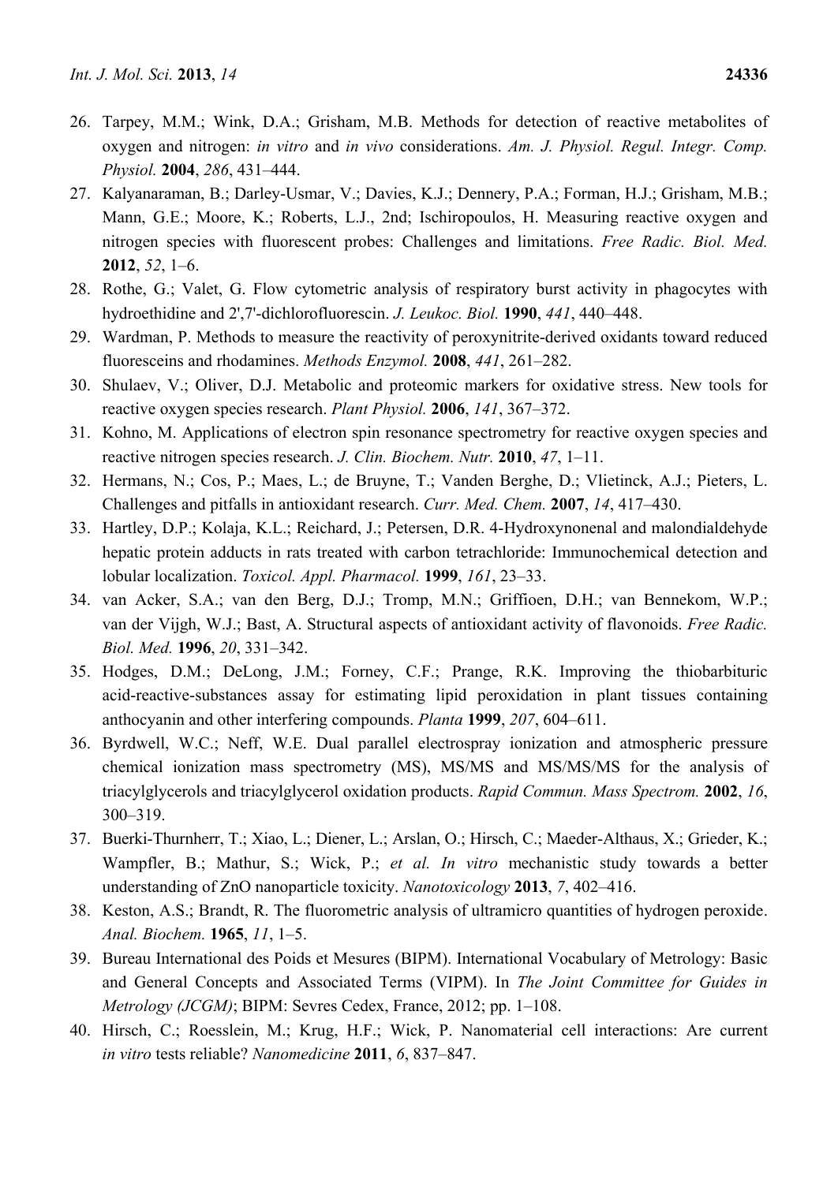26. Tarpey, M.M.; Wink, D.A.; Grisham, M.B. Methods for detection of reactive metabolites of oxygen and nitrogen: *in vitro* and *in vivo* considerations. *Am. J. Physiol. Regul. Integr. Comp. Physiol.* **2004**, *286*, 431–444.
27. Kalyanaraman, B.; Darley-Usmar, V.; Davies, K.J.; Dennery, P.A.; Forman, H.J.; Grisham, M.B.; Mann, G.E.; Moore, K.; Roberts, L.J., 2nd; Ischiropoulos, H. Measuring reactive oxygen and nitrogen species with fluorescent probes: Challenges and limitations. *Free Radic. Biol. Med.* **2012**, *52*, 1–6.
28. Rothe, G.; Valet, G. Flow cytometric analysis of respiratory burst activity in phagocytes with hydroethidine and 2',7'-dichlorofluorescin. *J. Leukoc. Biol.* **1990**, *441*, 440–448.
29. Wardman, P. Methods to measure the reactivity of peroxynitrite-derived oxidants toward reduced fluoresceins and rhodamines. *Methods Enzymol.* **2008**, *441*, 261–282.
30. Shulaev, V.; Oliver, D.J. Metabolic and proteomic markers for oxidative stress. New tools for reactive oxygen species research. *Plant Physiol.* **2006**, *141*, 367–372.
31. Kohno, M. Applications of electron spin resonance spectrometry for reactive oxygen species and reactive nitrogen species research. *J. Clin. Biochem. Nutr.* **2010**, *47*, 1–11.
32. Hermans, N.; Cos, P.; Maes, L.; de Bruyne, T.; Vanden Berghe, D.; Vlietinck, A.J.; Pieters, L. Challenges and pitfalls in antioxidant research. *Curr. Med. Chem.* **2007**, *14*, 417–430.
33. Hartley, D.P.; Kolaja, K.L.; Reichard, J.; Petersen, D.R. 4-Hydroxynonenal and malondialdehyde hepatic protein adducts in rats treated with carbon tetrachloride: Immunochemical detection and lobular localization. *Toxicol. Appl. Pharmacol.* **1999**, *161*, 23–33.
34. van Acker, S.A.; van den Berg, D.J.; Tromp, M.N.; Griffioen, D.H.; van Bennekom, W.P.; van der Vijgh, W.J.; Bast, A. Structural aspects of antioxidant activity of flavonoids. *Free Radic. Biol. Med.* **1996**, *20*, 331–342.
35. Hodges, D.M.; DeLong, J.M.; Forney, C.F.; Prange, R.K. Improving the thiobarbituric acid-reactive-substances assay for estimating lipid peroxidation in plant tissues containing anthocyanin and other interfering compounds. *Planta* **1999**, *207*, 604–611.
36. Byrdwell, W.C.; Neff, W.E. Dual parallel electrospray ionization and atmospheric pressure chemical ionization mass spectrometry (MS), MS/MS and MS/MS/MS for the analysis of triacylglycerols and triacylglycerol oxidation products. *Rapid Commun. Mass Spectrom.* **2002**, *16*, 300–319.
37. Buerki-Thurnherr, T.; Xiao, L.; Diener, L.; Arslan, O.; Hirsch, C.; Maeder-Althaus, X.; Grieder, K.; Wampfler, B.; Mathur, S.; Wick, P.; *et al. In vitro* mechanistic study towards a better understanding of ZnO nanoparticle toxicity. *Nanotoxicology* **2013**, *7*, 402–416.
38. Keston, A.S.; Brandt, R. The fluorometric analysis of ultramicro quantities of hydrogen peroxide. *Anal. Biochem.* **1965**, *11*, 1–5.
39. Bureau International des Poids et Mesures (BIPM). International Vocabulary of Metrology: Basic and General Concepts and Associated Terms (VIPM). In *The Joint Committee for Guides in Metrology (JCGM)*; BIPM: Sevres Cedex, France, 2012; pp. 1–108.
40. Hirsch, C.; Roesslein, M.; Krug, H.F.; Wick, P. Nanomaterial cell interactions: Are current *in vitro* tests reliable? *Nanomedicine* **2011**, *6*, 837–847.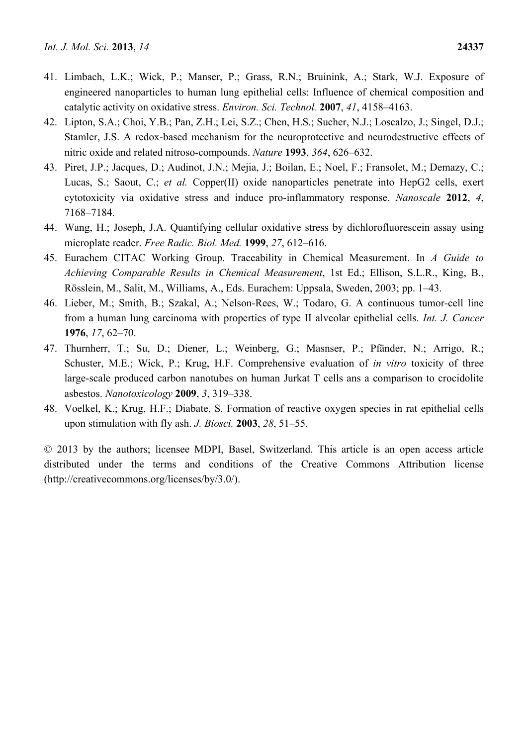41. Limbach, L.K.; Wick, P.; Manser, P.; Grass, R.N.; Bruinink, A.; Stark, W.J. Exposure of engineered nanoparticles to human lung epithelial cells: Influence of chemical composition and catalytic activity on oxidative stress. *Environ. Sci. Technol.* **2007**, *41*, 4158–4163.
42. Lipton, S.A.; Choi, Y.B.; Pan, Z.H.; Lei, S.Z.; Chen, H.S.; Sucher, N.J.; Loscalzo, J.; Singel, D.J.; Stamler, J.S. A redox-based mechanism for the neuroprotective and neurodestructive effects of nitric oxide and related nitroso-compounds. *Nature* **1993**, *364*, 626–632.
43. Piret, J.P.; Jacques, D.; Audinot, J.N.; Mejia, J.; Boilan, E.; Noel, F.; Fransolet, M.; Demazy, C.; Lucas, S.; Saout, C.; *et al.* Copper(II) oxide nanoparticles penetrate into HepG2 cells, exert cytotoxicity via oxidative stress and induce pro-inflammatory response. *Nanoscale* **2012**, *4*, 7168–7184.
44. Wang, H.; Joseph, J.A. Quantifying cellular oxidative stress by dichlorofluorescein assay using microplate reader. *Free Radic. Biol. Med.* **1999**, *27*, 612–616.
45. Eurachem CITAC Working Group. Traceability in Chemical Measurement. In *A Guide to Achieving Comparable Results in Chemical Measurement*, 1st Ed.; Ellison, S.L.R., King, B., Rösslein, M., Salit, M., Williams, A., Eds. Eurachem: Uppsala, Sweden, 2003; pp. 1–43.
46. Lieber, M.; Smith, B.; Szakal, A.; Nelson-Rees, W.; Todaro, G. A continuous tumor-cell line from a human lung carcinoma with properties of type II alveolar epithelial cells. *Int. J. Cancer* **1976**, *17*, 62–70.
47. Thurnherr, T.; Su, D.; Diener, L.; Weinberg, G.; Masnser, P.; Pfänder, N.; Arrigo, R.; Schuster, M.E.; Wick, P.; Krug, H.F. Comprehensive evaluation of *in vitro* toxicity of three large-scale produced carbon nanotubes on human Jurkat T cells ans a comparison to crocidolite asbestos. *Nanotoxicology* **2009**, *3*, 319–338.
48. Voelkel, K.; Krug, H.F.; Diabate, S. Formation of reactive oxygen species in rat epithelial cells upon stimulation with fly ash. *J. Biosci.* **2003**, *28*, 51–55.

© 2013 by the authors; licensee MDPI, Basel, Switzerland. This article is an open access article distributed under the terms and conditions of the Creative Commons Attribution license (http://creativecommons.org/licenses/by/3.0/).